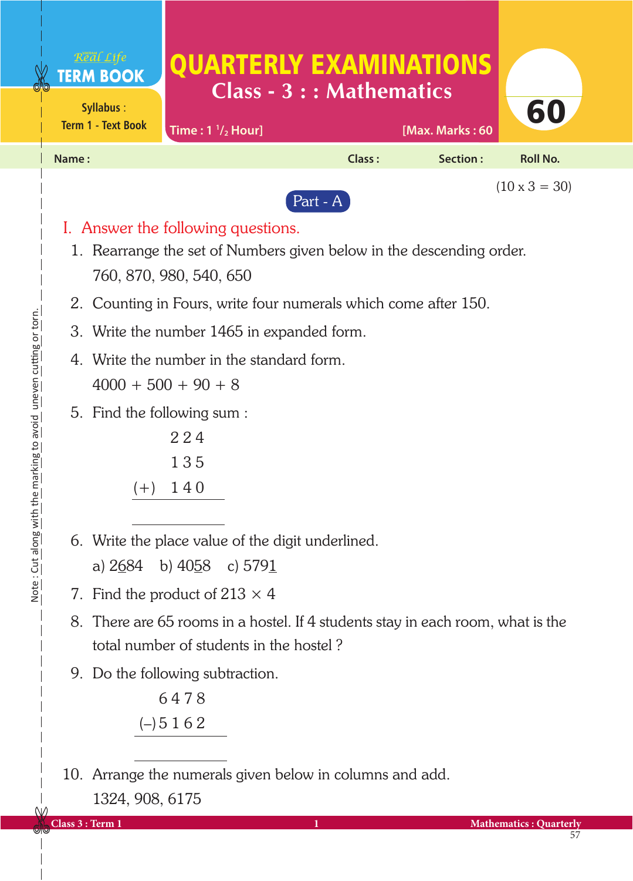Real Life **TERM BOOK**

Syllabus : Term 1 - Text Book

# QUARTERLY EXAMINATIONS

## Class - 3 : : Mathematics

Time : 1 ½ Hour] [Max. Marks : 60

**60**

**Name :** **Class :** **Section :** **Roll No.**

Note : Cut along with the marking to avoid uneven cutting or torn.

(10 x 3 = 30)

## Part - A

### I. Answer the following questions.

1. Rearrange the set of Numbers given below in the descending order.
   760, 870, 980, 540, 650
2. Counting in Fours, write four numerals which come after 150.
3. Write the number 1465 in expanded form.
4. Write the number in the standard form.
   4000 + 500 + 90 + 8
5. Find the following sum :

```
      2 2 4
      1 3 5
(+)   1 4 0
-----------

-----------
```

6. Write the place value of the digit underlined.
   a) 2<u>6</u>84 b) 40<u>5</u>8 c) 579<u>1</u>
7. Find the product of $213 \times 4$
8. There are 65 rooms in a hostel. If 4 students stay in each room, what is the total number of students in the hostel ?
9. Do the following subtraction.

```
     6 4 7 8
(–)  5 1 6 2
------------

------------
```

10. Arrange the numerals given below in columns and add.
    1324, 908, 6175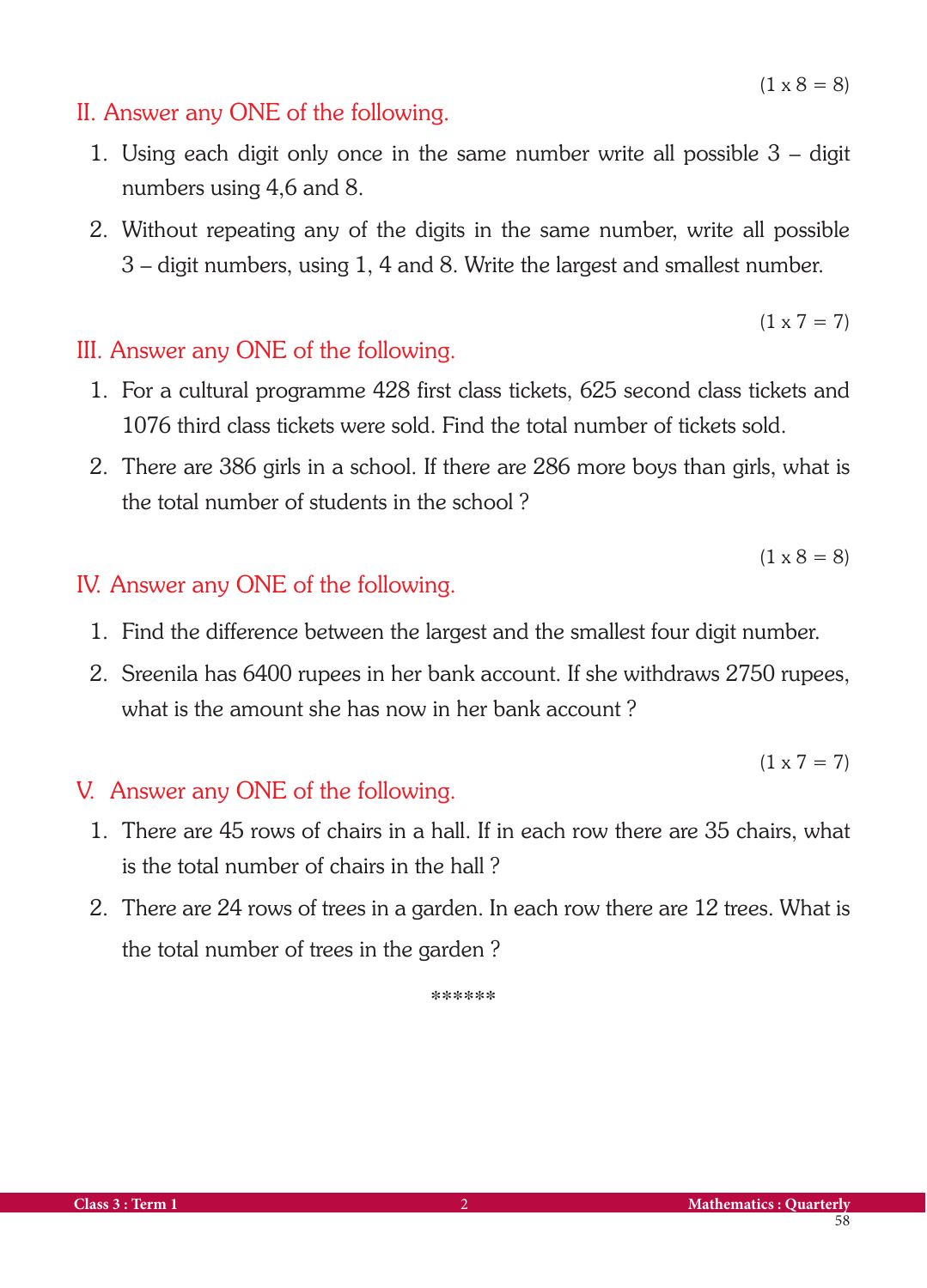(1 x 8 = 8)

## II. Answer any ONE of the following.

1. Using each digit only once in the same number write all possible 3 – digit numbers using 4,6 and 8.
2. Without repeating any of the digits in the same number, write all possible 3 – digit numbers, using 1, 4 and 8. Write the largest and smallest number.

(1 x 7 = 7)

## III. Answer any ONE of the following.

1. For a cultural programme 428 first class tickets, 625 second class tickets and 1076 third class tickets were sold. Find the total number of tickets sold.
2. There are 386 girls in a school. If there are 286 more boys than girls, what is the total number of students in the school ?

(1 x 8 = 8)

## IV. Answer any ONE of the following.

1. Find the difference between the largest and the smallest four digit number.
2. Sreenila has 6400 rupees in her bank account. If she withdraws 2750 rupees, what is the amount she has now in her bank account ?

(1 x 7 = 7)

## V. Answer any ONE of the following.

1. There are 45 rows of chairs in a hall. If in each row there are 35 chairs, what is the total number of chairs in the hall ?
2. There are 24 rows of trees in a garden. In each row there are 12 trees. What is the total number of trees in the garden ?

******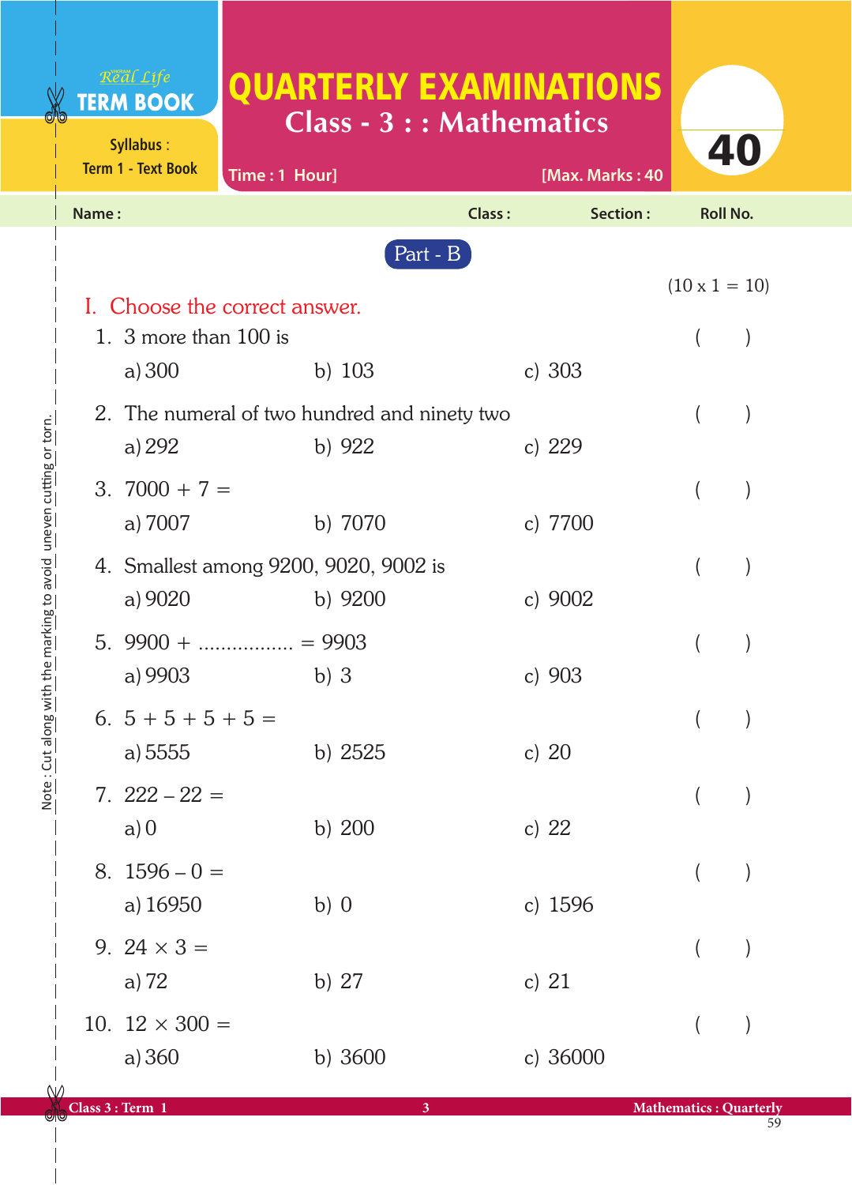Real Life
**TERM BOOK**

Syllabus :
Term 1 - Text Book

# QUARTERLY EXAMINATIONS

## Class - 3 : : Mathematics

Time : 1 Hour] [Max. Marks : 40

**40**

Name : Class : Section : Roll No.

## Part - B

(10 x 1 = 10)

### I. Choose the correct answer.

1. 3 more than 100 is ( )
   a) 300 b) 103 c) 303

2. The numeral of two hundred and ninety two ( )
   a) 292 b) 922 c) 229

3. 7000 + 7 = ( )
   a) 7007 b) 7070 c) 7700

4. Smallest among 9200, 9020, 9002 is ( )
   a) 9020 b) 9200 c) 9002

5. 9900 + ................ = 9903 ( )
   a) 9903 b) 3 c) 903

6. 5 + 5 + 5 + 5 = ( )
   a) 5555 b) 2525 c) 20

7. 222 – 22 = ( )
   a) 0 b) 200 c) 22

8. 1596 – 0 = ( )
   a) 16950 b) 0 c) 1596

9. $24 \times 3 =$ ( )
   a) 72 b) 27 c) 21

10. $12 \times 300 =$ ( )
    a) 360 b) 3600 c) 36000

Note : Cut along with the marking to avoid uneven cutting or torn.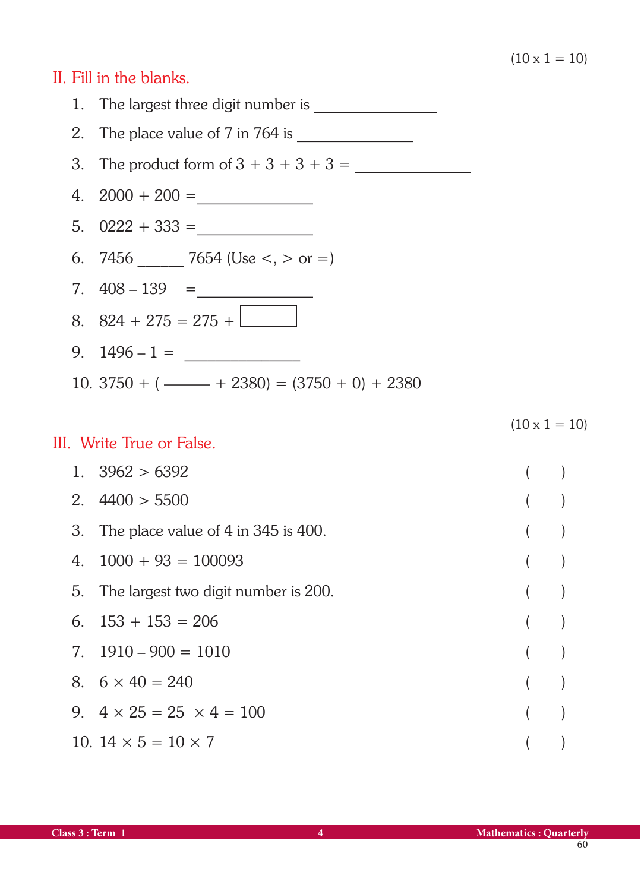(10 x 1 = 10)

## II. Fill in the blanks.

1. The largest three digit number is ______________
2. The place value of 7 in 764 is ______________
3. The product form of $3 + 3 + 3 + 3 =$ ______________
4. $2000 + 200 =$ ______________
5. $0222 + 333 =$ ______________
6. 7456 ______ 7654 (Use <, > or =)
7. $408 - 139 =$ ______________
8. $824 + 275 = 275 +$ ☐
9. $1496 - 1 =$ ______________
10. $3750 + ($ ______ $+ 2380) = (3750 + 0) + 2380$

(10 x 1 = 10)

## III. Write True or False.

1. $3962 > 6392$ (   )
2. $4400 > 5500$ (   )
3. The place value of 4 in 345 is 400. (   )
4. $1000 + 93 = 100093$ (   )
5. The largest two digit number is 200. (   )
6. $153 + 153 = 206$ (   )
7. $1910 - 900 = 1010$ (   )
8. $6 \times 40 = 240$ (   )
9. $4 \times 25 = 25 \times 4 = 100$ (   )
10. $14 \times 5 = 10 \times 7$ (   )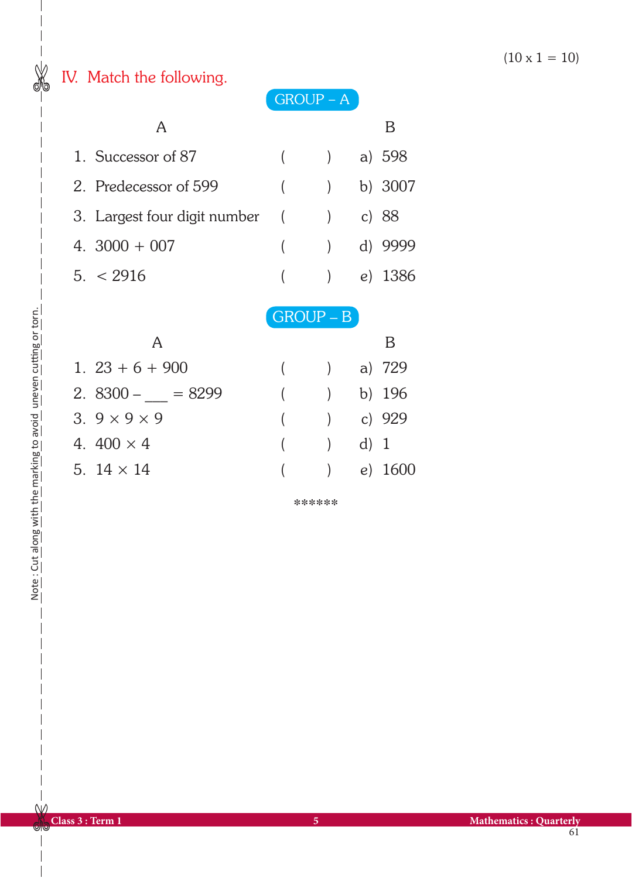(10 x 1 = 10)

## IV. Match the following.

**GROUP – A**

| A | | B |
|---|---|---|
| 1. Successor of 87 | ( ) | a) 598 |
| 2. Predecessor of 599 | ( ) | b) 3007 |
| 3. Largest four digit number | ( ) | c) 88 |
| 4. 3000 + 007 | ( ) | d) 9999 |
| 5. < 2916 | ( ) | e) 1386 |

**GROUP – B**

| A | | B |
|---|---|---|
| 1. 23 + 6 + 900 | ( ) | a) 729 |
| 2. 8300 – ___ = 8299 | ( ) | b) 196 |
| 3. $9 \times 9 \times 9$ | ( ) | c) 929 |
| 4. $400 \times 4$ | ( ) | d) 1 |
| 5. $14 \times 14$ | ( ) | e) 1600 |

******

Note : Cut along with the marking to avoid uneven cutting or torn.